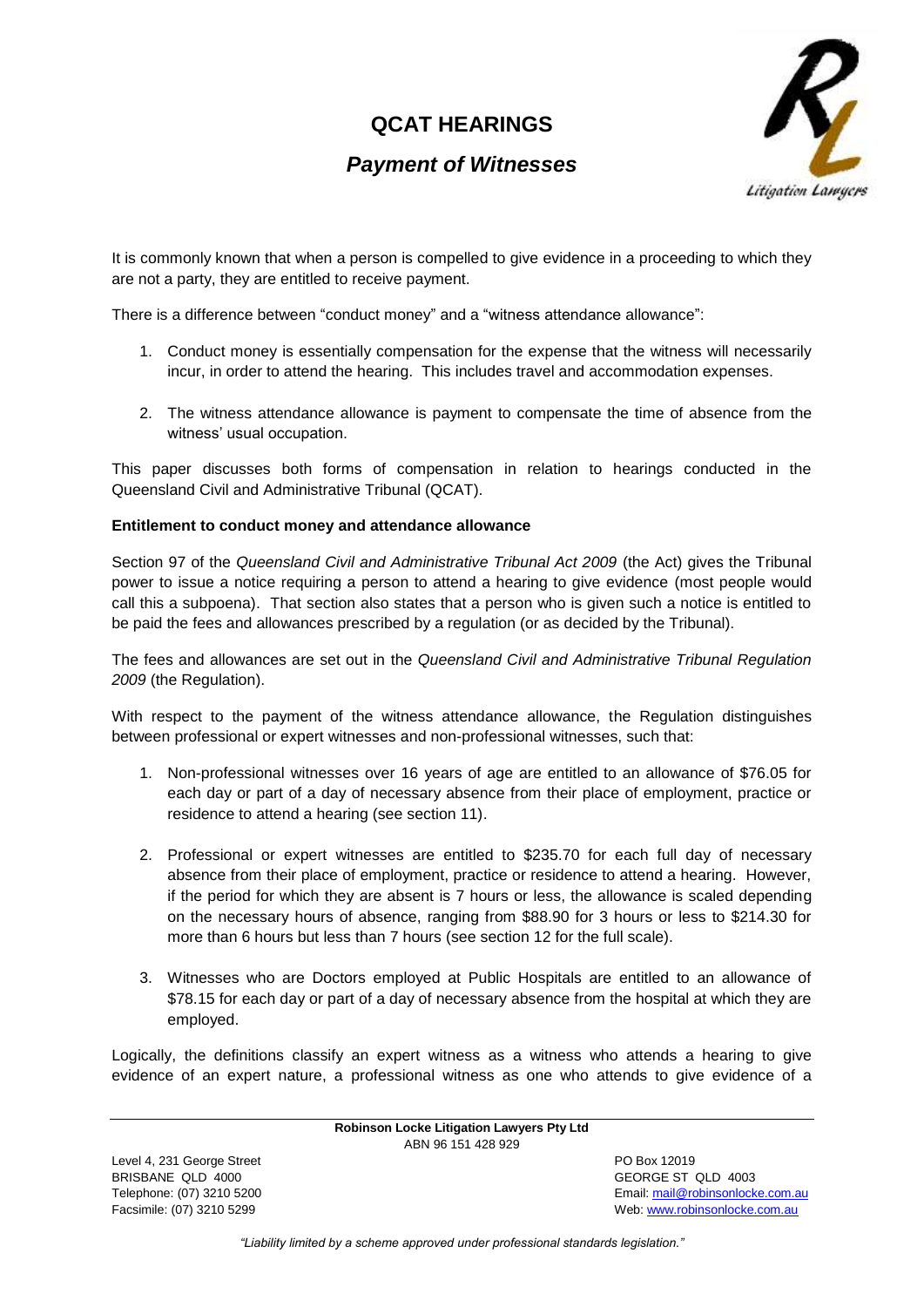# QCAT HEARINGS

## *Payment of Witnesses*

It is commonly known that when a person is compelled to give evidence in a proceeding to which they are not a party, they are entitled to receive payment.

There is a difference between "conduct money" and a "witness attendance allowance":

1. Conduct money is essentially compensation for the expense that the witness will necessarily incur, in order to attend the hearing. This includes travel and accommodation expenses.

2. The witness attendance allowance is payment to compensate the time of absence from the witness' usual occupation.

This paper discusses both forms of compensation in relation to hearings conducted in the Queensland Civil and Administrative Tribunal (QCAT).

**Entitlement to conduct money and attendance allowance**

Section 97 of the *Queensland Civil and Administrative Tribunal Act 2009* (the Act) gives the Tribunal power to issue a notice requiring a person to attend a hearing to give evidence (most people would call this a subpoena). That section also states that a person who is given such a notice is entitled to be paid the fees and allowances prescribed by a regulation (or as decided by the Tribunal).

The fees and allowances are set out in the *Queensland Civil and Administrative Tribunal Regulation 2009* (the Regulation).

With respect to the payment of the witness attendance allowance, the Regulation distinguishes between professional or expert witnesses and non-professional witnesses, such that:

1. Non-professional witnesses over 16 years of age are entitled to an allowance of $76.05 for each day or part of a day of necessary absence from their place of employment, practice or residence to attend a hearing (see section 11).

2. Professional or expert witnesses are entitled to $235.70 for each full day of necessary absence from their place of employment, practice or residence to attend a hearing. However, if the period for which they are absent is 7 hours or less, the allowance is scaled depending on the necessary hours of absence, ranging from $88.90 for 3 hours or less to $214.30 for more than 6 hours but less than 7 hours (see section 12 for the full scale).

3. Witnesses who are Doctors employed at Public Hospitals are entitled to an allowance of $78.15 for each day or part of a day of necessary absence from the hospital at which they are employed.

Logically, the definitions classify an expert witness as a witness who attends a hearing to give evidence of an expert nature, a professional witness as one who attends to give evidence of a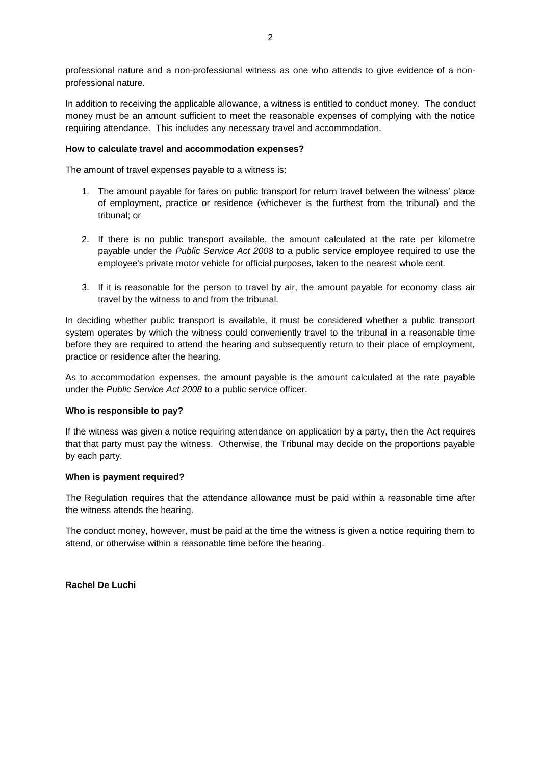professional nature and a non-professional witness as one who attends to give evidence of a non-professional nature.

In addition to receiving the applicable allowance, a witness is entitled to conduct money. The conduct money must be an amount sufficient to meet the reasonable expenses of complying with the notice requiring attendance. This includes any necessary travel and accommodation.

**How to calculate travel and accommodation expenses?**

The amount of travel expenses payable to a witness is:

1. The amount payable for fares on public transport for return travel between the witness' place of employment, practice or residence (whichever is the furthest from the tribunal) and the tribunal; or

2. If there is no public transport available, the amount calculated at the rate per kilometre payable under the *Public Service Act 2008* to a public service employee required to use the employee's private motor vehicle for official purposes, taken to the nearest whole cent.

3. If it is reasonable for the person to travel by air, the amount payable for economy class air travel by the witness to and from the tribunal.

In deciding whether public transport is available, it must be considered whether a public transport system operates by which the witness could conveniently travel to the tribunal in a reasonable time before they are required to attend the hearing and subsequently return to their place of employment, practice or residence after the hearing.

As to accommodation expenses, the amount payable is the amount calculated at the rate payable under the *Public Service Act 2008* to a public service officer.

**Who is responsible to pay?**

If the witness was given a notice requiring attendance on application by a party, then the Act requires that that party must pay the witness. Otherwise, the Tribunal may decide on the proportions payable by each party.

**When is payment required?**

The Regulation requires that the attendance allowance must be paid within a reasonable time after the witness attends the hearing.

The conduct money, however, must be paid at the time the witness is given a notice requiring them to attend, or otherwise within a reasonable time before the hearing.

**Rachel De Luchi**